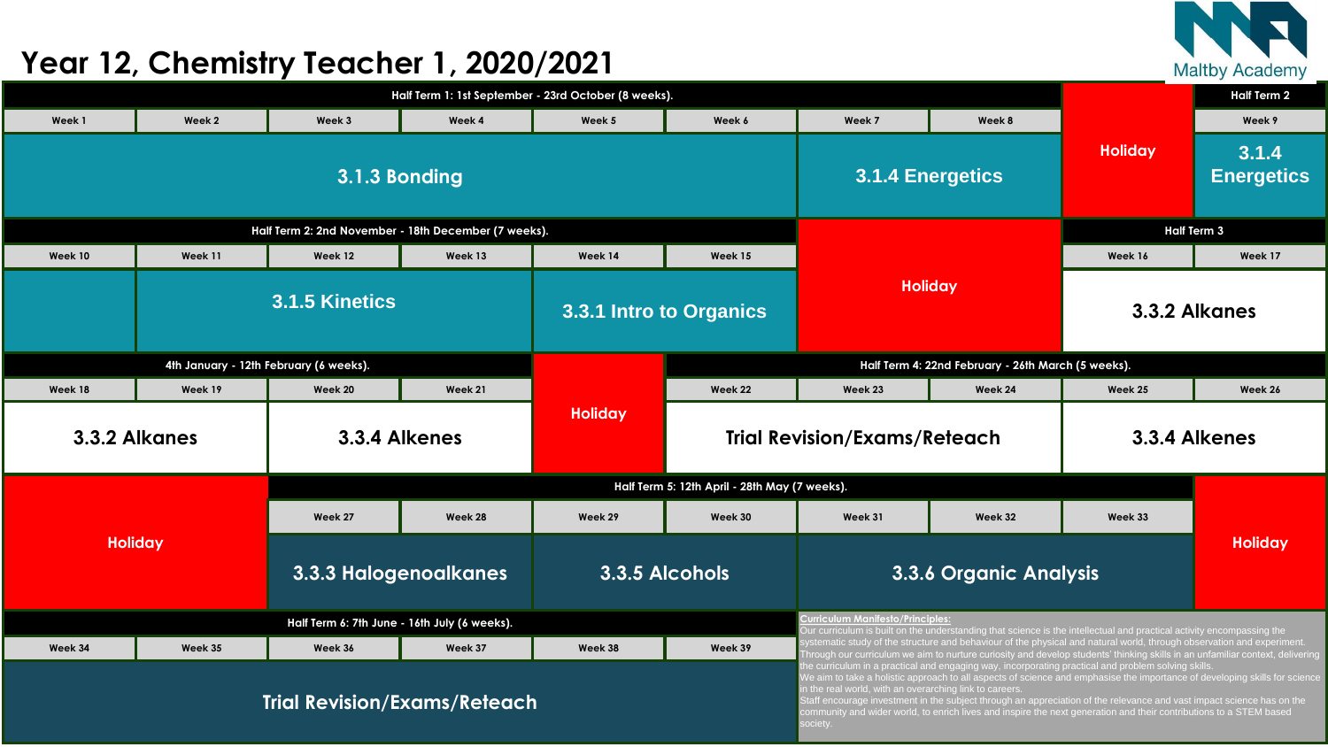# Year 12, Chemistry Teacher 1, 2020/2021

Maltby Academy

| Half Term 1: 1st September - 23rd October (8 weeks). | | | | | | | | | Half Term 2 |
|---|---|---|---|---|---|---|---|---|---|
| Week 1 | Week 2 | Week 3 | Week 4 | Week 5 | Week 6 | Week 7 | Week 8 | Holiday | Week 9 |
| 3.1.3 Bonding | | | | | | 3.1.4 Energetics | | | 3.1.4 Energetics |

| Half Term 2: 2nd November - 18th December (7 weeks). | | | | | | | | Half Term 3 | |
|---|---|---|---|---|---|---|---|---|---|
| Week 10 | Week 11 | Week 12 | Week 13 | Week 14 | Week 15 | Holiday | | Week 16 | Week 17 |
| | 3.1.5 Kinetics | | | 3.3.1 Intro to Organics | | | | 3.3.2 Alkanes | |

| 4th January - 12th February (6 weeks). | | | | | Half Term 4: 22nd February - 26th March (5 weeks). | | | | |
|---|---|---|---|---|---|---|---|---|---|
| Week 18 | Week 19 | Week 20 | Week 21 | Holiday | Week 22 | Week 23 | Week 24 | Week 25 | Week 26 |
| 3.3.2 Alkanes | | 3.3.4 Alkenes | | | Trial Revision/Exams/Reteach | | | 3.3.4 Alkenes | |

| | | Half Term 5: 12th April - 28th May (7 weeks). | | | | | | | |
|---|---|---|---|---|---|---|---|---|---|
| Holiday | | Week 27 | Week 28 | Week 29 | Week 30 | Week 31 | Week 32 | Week 33 | Holiday |
| | | 3.3.3 Halogenoalkanes | | 3.3.5 Alcohols | | 3.3.6 Organic Analysis | | | |

| Half Term 6: 7th June - 16th July (6 weeks). | | | | | |
|---|---|---|---|---|---|
| Week 34 | Week 35 | Week 36 | Week 37 | Week 38 | Week 39 |
| Trial Revision/Exams/Reteach | | | | | |

**Curriculum Manifesto/Principles:**

Our curriculum is built on the understanding that science is the intellectual and practical activity encompassing the systematic study of the structure and behaviour of the physical and natural world, through observation and experiment. Through our curriculum we aim to nurture curiosity and develop students' thinking skills in an unfamiliar context, delivering the curriculum in a practical and engaging way, incorporating practical and problem solving skills.

We aim to take a holistic approach to all aspects of science and emphasise the importance of developing skills for science in the real world, with an overarching link to careers.

Staff encourage investment in the subject through an appreciation of the relevance and vast impact science has on the community and wider world, to enrich lives and inspire the next generation and their contributions to a STEM based society.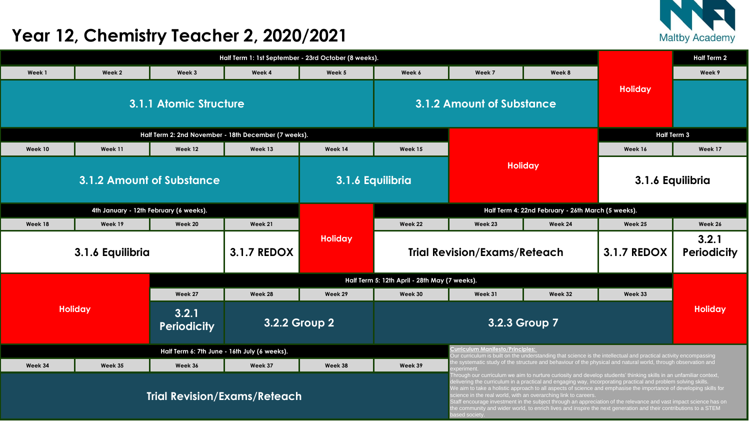# Year 12, Chemistry Teacher 2, 2020/2021

Maltby Academy

**Half Term 1: 1st September - 23rd October (8 weeks).**

| Week 1 | Week 2 | Week 3 | Week 4 | Week 5 | Week 6 | Week 7 | Week 8 | | Week 9 |
|---|---|---|---|---|---|---|---|---|---|
| 3.1.1 Atomic Structure | | | | 3.1.2 Amount of Substance | | | | Holiday | |

Half Term 2 begins at Week 9.

**Half Term 2: 2nd November - 18th December (7 weeks).**

| Week 10 | Week 11 | Week 12 | Week 13 | Week 14 | Week 15 | | | Week 16 | Week 17 |
|---|---|---|---|---|---|---|---|---|---|
| 3.1.2 Amount of Substance | | | | 3.1.6 Equilibria | | Holiday | | 3.1.6 Equilibria | |

Half Term 3 begins at Week 16.

**4th January - 12th February (6 weeks).**

| Week 18 | Week 19 | Week 20 | Week 21 | |
|---|---|---|---|---|
| 3.1.6 Equilibria | | | 3.1.7 REDOX | Holiday |

**Half Term 4: 22nd February - 26th March (5 weeks).**

| Week 22 | Week 23 | Week 24 | Week 25 | Week 26 |
|---|---|---|---|---|
| Trial Revision/Exams/Reteach | | | 3.1.7 REDOX | 3.2.1 Periodicity |

**Half Term 5: 12th April - 28th May (7 weeks).**

| | Week 27 | Week 28 | Week 29 | Week 30 | Week 31 | Week 32 | Week 33 | |
|---|---|---|---|---|---|---|---|---|
| Holiday | 3.2.1 Periodicity | 3.2.2 Group 2 | | 3.2.3 Group 7 | | | | Holiday |

**Half Term 6: 7th June - 16th July (6 weeks).**

| Week 34 | Week 35 | Week 36 | Week 37 | Week 38 | Week 39 |
|---|---|---|---|---|---|
| Trial Revision/Exams/Reteach | | | | | |

**Curriculum Manifesto/Principles:**

Our curriculum is built on the understanding that science is the intellectual and practical activity encompassing the systematic study of the structure and behaviour of the physical and natural world, through observation and experiment.

Through our curriculum we aim to nurture curiosity and develop students' thinking skills in an unfamiliar context, delivering the curriculum in a practical and engaging way, incorporating practical and problem solving skills.

We aim to take a holistic approach to all aspects of science and emphasise the importance of developing skills for science in the real world, with an overarching link to careers.

Staff encourage investment in the subject through an appreciation of the relevance and vast impact science has on the community and wider world, to enrich lives and inspire the next generation and their contributions to a STEM based society.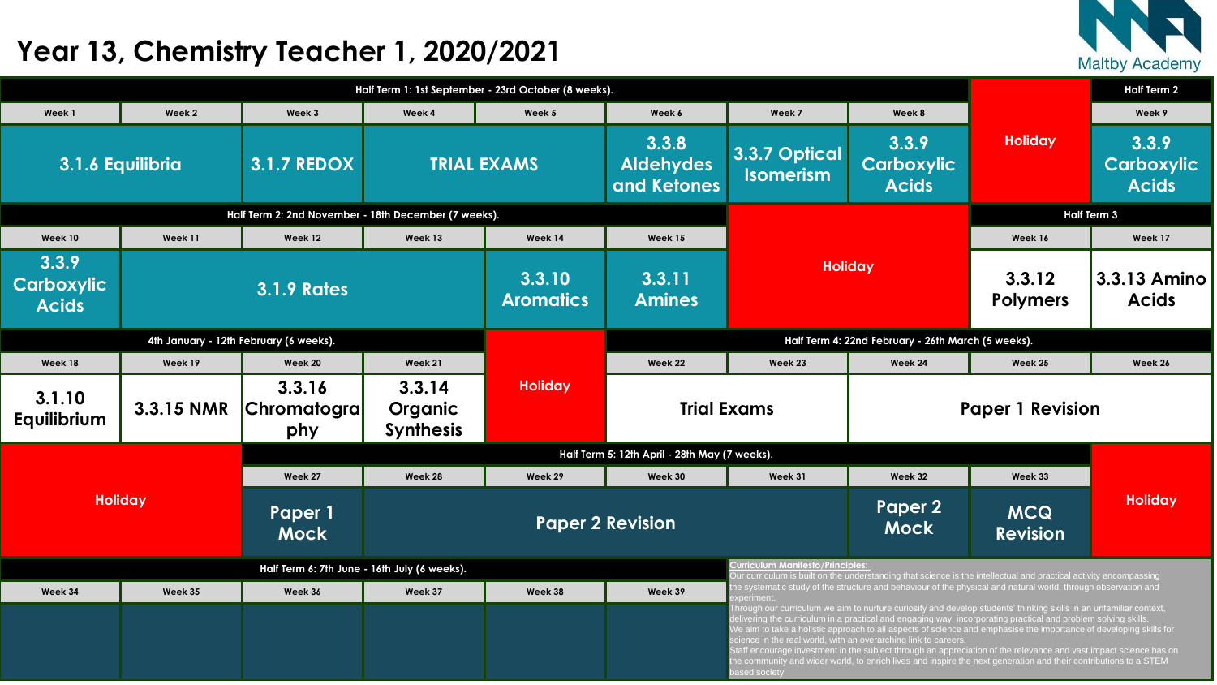# Year 13, Chemistry Teacher 1, 2020/2021

Maltby Academy

| Half Term 1: 1st September - 23rd October (8 weeks). | | | | | | | | | Half Term 2 |
|---|---|---|---|---|---|---|---|---|---|
| Week 1 | Week 2 | Week 3 | Week 4 | Week 5 | Week 6 | Week 7 | Week 8 | | Week 9 |
| 3.1.6 Equilibria | | 3.1.7 REDOX | TRIAL EXAMS | | 3.3.8 Aldehydes and Ketones | 3.3.7 Optical Isomerism | 3.3.9 Carboxylic Acids | Holiday | 3.3.9 Carboxylic Acids |

| Half Term 2: 2nd November - 18th December (7 weeks). | | | | | | | | Half Term 3 | |
|---|---|---|---|---|---|---|---|---|---|
| Week 10 | Week 11 | Week 12 | Week 13 | Week 14 | Week 15 | | | Week 16 | Week 17 |
| 3.3.9 Carboxylic Acids | 3.1.9 Rates | | | 3.3.10 Aromatics | 3.3.11 Amines | Holiday | | 3.3.12 Polymers | 3.3.13 Amino Acids |

| 4th January - 12th February (6 weeks). | | | | | Half Term 4: 22nd February - 26th March (5 weeks). | | | | |
|---|---|---|---|---|---|---|---|---|---|
| Week 18 | Week 19 | Week 20 | Week 21 | | Week 22 | Week 23 | Week 24 | Week 25 | Week 26 |
| 3.1.10 Equilibrium | 3.3.15 NMR | 3.3.16 Chromatography | 3.3.14 Organic Synthesis | Holiday | Trial Exams | | Paper 1 Revision | | |

| | | Half Term 5: 12th April - 28th May (7 weeks). | | | | | | | |
|---|---|---|---|---|---|---|---|---|---|
| | | Week 27 | Week 28 | Week 29 | Week 30 | Week 31 | Week 32 | Week 33 | |
| Holiday | | Paper 1 Mock | Paper 2 Revision | | | | Paper 2 Mock | MCQ Revision | Holiday |

| Half Term 6: 7th June - 16th July (6 weeks). | | | | | |
|---|---|---|---|---|---|
| Week 34 | Week 35 | Week 36 | Week 37 | Week 38 | Week 39 |
| | | | | | |

**Curriculum Manifesto/Principles:**

Our curriculum is built on the understanding that science is the intellectual and practical activity encompassing the systematic study of the structure and behaviour of the physical and natural world, through observation and experiment.

Through our curriculum we aim to nurture curiosity and develop students' thinking skills in an unfamiliar context, delivering the curriculum in a practical and engaging way, incorporating practical and problem solving skills.

We aim to take a holistic approach to all aspects of science and emphasise the importance of developing skills for science in the real world, with an overarching link to careers.

Staff encourage investment in the subject through an appreciation of the relevance and vast impact science has on the community and wider world, to enrich lives and inspire the next generation and their contributions to a STEM based society.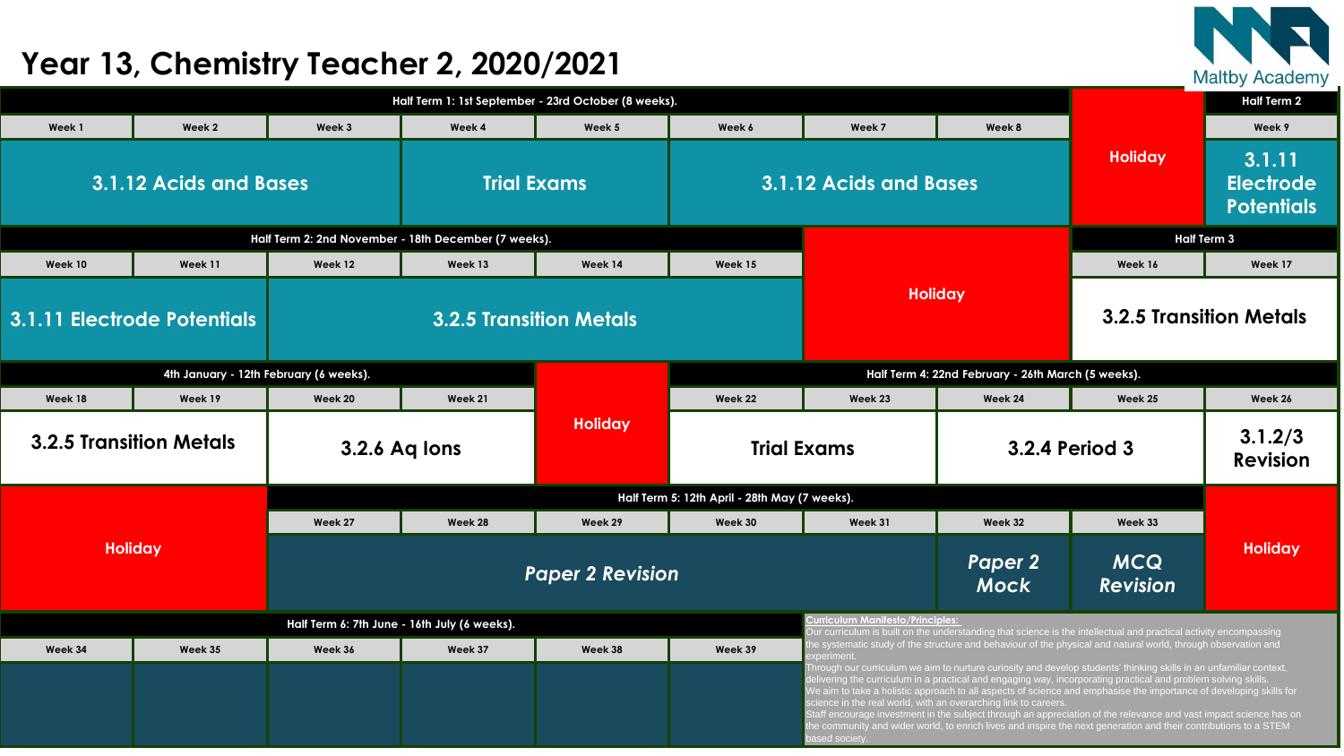# Year 13, Chemistry Teacher 2, 2020/2021

Maltby Academy

| Half Term 1: 1st September - 23rd October (8 weeks). | | | | | | | | | Half Term 2 |
|---|---|---|---|---|---|---|---|---|---|
| Week 1 | Week 2 | Week 3 | Week 4 | Week 5 | Week 6 | Week 7 | Week 8 | Holiday | Week 9 |
| 3.1.12 Acids and Bases | | | Trial Exams | | 3.1.12 Acids and Bases | | | | 3.1.11 Electrode Potentials |

| Half Term 2: 2nd November - 18th December (7 weeks). | | | | | | | | Half Term 3 | |
|---|---|---|---|---|---|---|---|---|---|
| Week 10 | Week 11 | Week 12 | Week 13 | Week 14 | Week 15 | Holiday | | Week 16 | Week 17 |
| 3.1.11 Electrode Potentials | | 3.2.5 Transition Metals | | | | | | 3.2.5 Transition Metals | |

| 4th January - 12th February (6 weeks). | | | | | Half Term 4: 22nd February - 26th March (5 weeks). | | | | |
|---|---|---|---|---|---|---|---|---|---|
| Week 18 | Week 19 | Week 20 | Week 21 | Holiday | Week 22 | Week 23 | Week 24 | Week 25 | Week 26 |
| 3.2.5 Transition Metals | | 3.2.6 Aq Ions | | | Trial Exams | | 3.2.4 Period 3 | | 3.1.2/3 Revision |

| | | Half Term 5: 12th April - 28th May (7 weeks). | | | | | | | |
|---|---|---|---|---|---|---|---|---|---|
| Holiday | | Week 27 | Week 28 | Week 29 | Week 30 | Week 31 | Week 32 | Week 33 | Holiday |
| | | *Paper 2 Revision* | | | | | *Paper 2 Mock* | *MCQ Revision* | |

| Half Term 6: 7th June - 16th July (6 weeks). | | | | | |
|---|---|---|---|---|---|
| Week 34 | Week 35 | Week 36 | Week 37 | Week 38 | Week 39 |
| | | | | | |

**Curriculum Manifesto/Principles:**

Our curriculum is built on the understanding that science is the intellectual and practical activity encompassing the systematic study of the structure and behaviour of the physical and natural world, through observation and experiment.

Through our curriculum we aim to nurture curiosity and develop students' thinking skills in an unfamiliar context, delivering the curriculum in a practical and engaging way, incorporating practical and problem solving skills.

We aim to take a holistic approach to all aspects of science and emphasise the importance of developing skills for science in the real world, with an overarching link to careers.

Staff encourage investment in the subject through an appreciation of the relevance and vast impact science has on the community and wider world, to enrich lives and inspire the next generation and their contributions to a STEM based society.